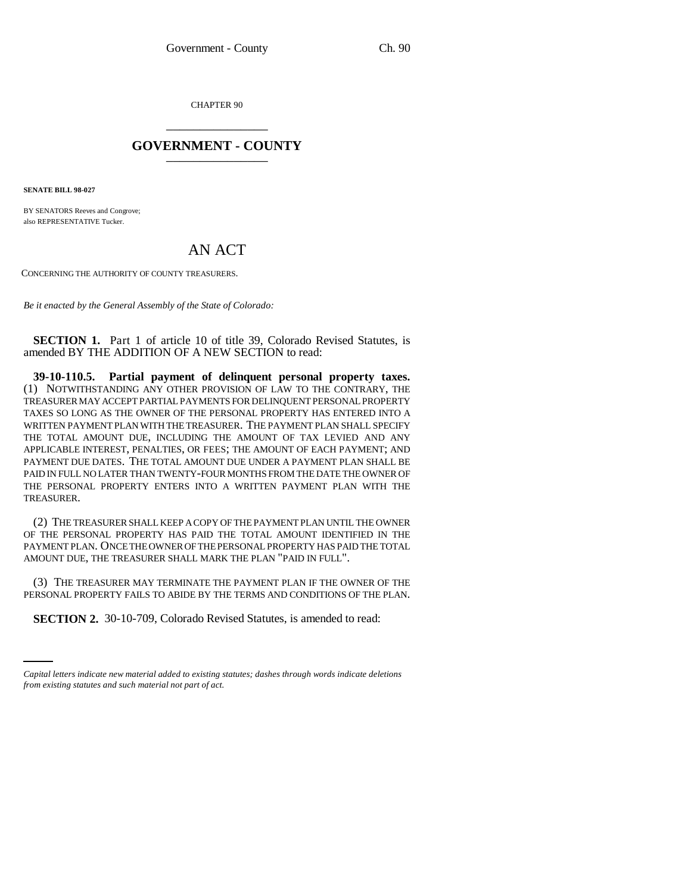CHAPTER 90

# GOVERNMENT - COUNTY

**SENATE BILL 98-027**

BY SENATORS Reeves and Congrove;
also REPRESENTATIVE Tucker.

# AN ACT

CONCERNING THE AUTHORITY OF COUNTY TREASURERS.

*Be it enacted by the General Assembly of the State of Colorado:*

**SECTION 1.** Part 1 of article 10 of title 39, Colorado Revised Statutes, is amended BY THE ADDITION OF A NEW SECTION to read:

**39-10-110.5. Partial payment of delinquent personal property taxes.** (1) NOTWITHSTANDING ANY OTHER PROVISION OF LAW TO THE CONTRARY, THE TREASURER MAY ACCEPT PARTIAL PAYMENTS FOR DELINQUENT PERSONAL PROPERTY TAXES SO LONG AS THE OWNER OF THE PERSONAL PROPERTY HAS ENTERED INTO A WRITTEN PAYMENT PLAN WITH THE TREASURER. THE PAYMENT PLAN SHALL SPECIFY THE TOTAL AMOUNT DUE, INCLUDING THE AMOUNT OF TAX LEVIED AND ANY APPLICABLE INTEREST, PENALTIES, OR FEES; THE AMOUNT OF EACH PAYMENT; AND PAYMENT DUE DATES. THE TOTAL AMOUNT DUE UNDER A PAYMENT PLAN SHALL BE PAID IN FULL NO LATER THAN TWENTY-FOUR MONTHS FROM THE DATE THE OWNER OF THE PERSONAL PROPERTY ENTERS INTO A WRITTEN PAYMENT PLAN WITH THE TREASURER.

(2) THE TREASURER SHALL KEEP A COPY OF THE PAYMENT PLAN UNTIL THE OWNER OF THE PERSONAL PROPERTY HAS PAID THE TOTAL AMOUNT IDENTIFIED IN THE PAYMENT PLAN. ONCE THE OWNER OF THE PERSONAL PROPERTY HAS PAID THE TOTAL AMOUNT DUE, THE TREASURER SHALL MARK THE PLAN "PAID IN FULL".

(3) THE TREASURER MAY TERMINATE THE PAYMENT PLAN IF THE OWNER OF THE PERSONAL PROPERTY FAILS TO ABIDE BY THE TERMS AND CONDITIONS OF THE PLAN.

**SECTION 2.** 30-10-709, Colorado Revised Statutes, is amended to read:

*Capital letters indicate new material added to existing statutes; dashes through words indicate deletions from existing statutes and such material not part of act.*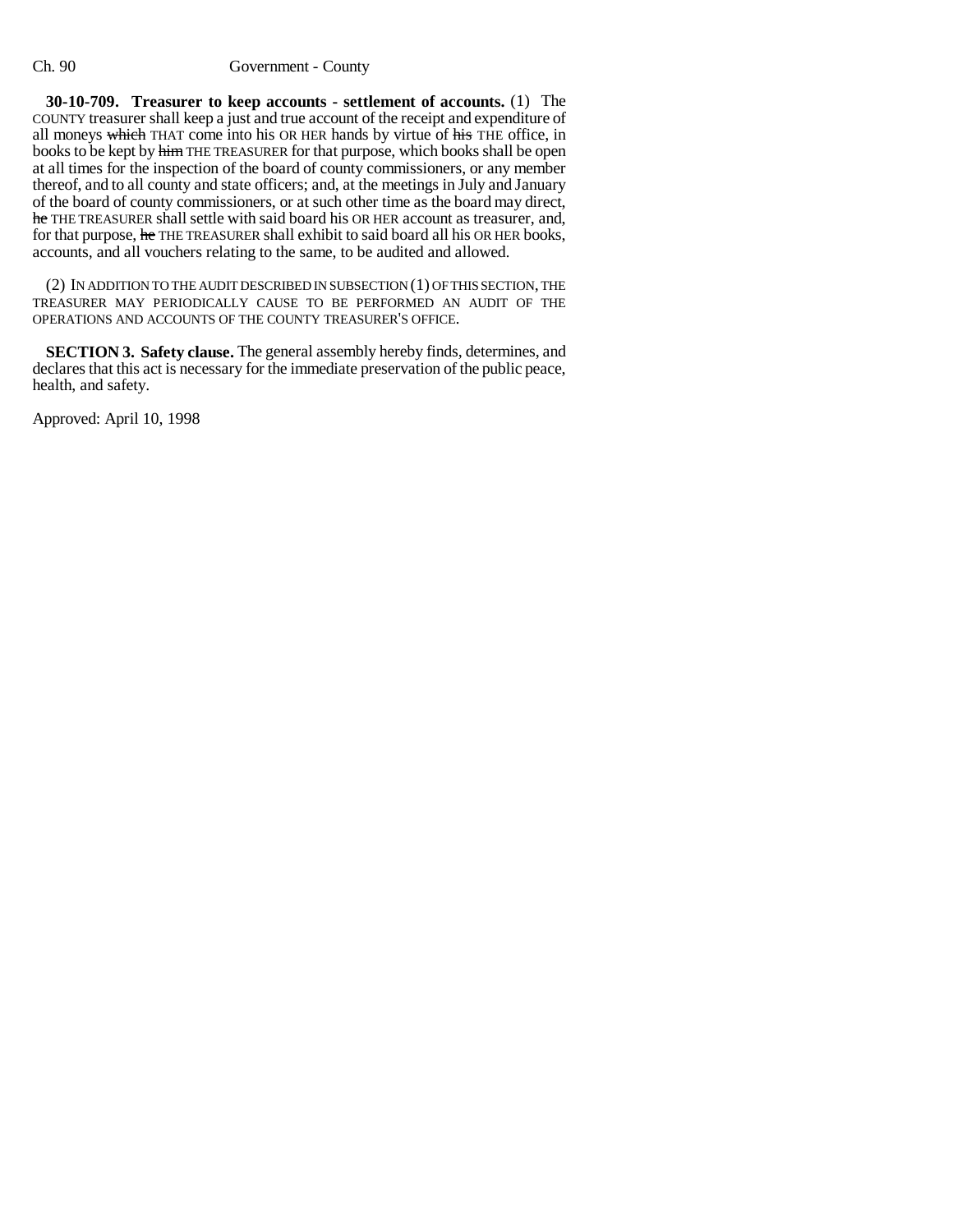**30-10-709. Treasurer to keep accounts - settlement of accounts.** (1) The COUNTY treasurer shall keep a just and true account of the receipt and expenditure of all moneys ~~which~~ THAT come into his OR HER hands by virtue of ~~his~~ THE office, in books to be kept by ~~him~~ THE TREASURER for that purpose, which books shall be open at all times for the inspection of the board of county commissioners, or any member thereof, and to all county and state officers; and, at the meetings in July and January of the board of county commissioners, or at such other time as the board may direct, ~~he~~ THE TREASURER shall settle with said board his OR HER account as treasurer, and, for that purpose, ~~he~~ THE TREASURER shall exhibit to said board all his OR HER books, accounts, and all vouchers relating to the same, to be audited and allowed.

(2) IN ADDITION TO THE AUDIT DESCRIBED IN SUBSECTION (1) OF THIS SECTION, THE TREASURER MAY PERIODICALLY CAUSE TO BE PERFORMED AN AUDIT OF THE OPERATIONS AND ACCOUNTS OF THE COUNTY TREASURER'S OFFICE.

**SECTION 3. Safety clause.** The general assembly hereby finds, determines, and declares that this act is necessary for the immediate preservation of the public peace, health, and safety.

Approved: April 10, 1998